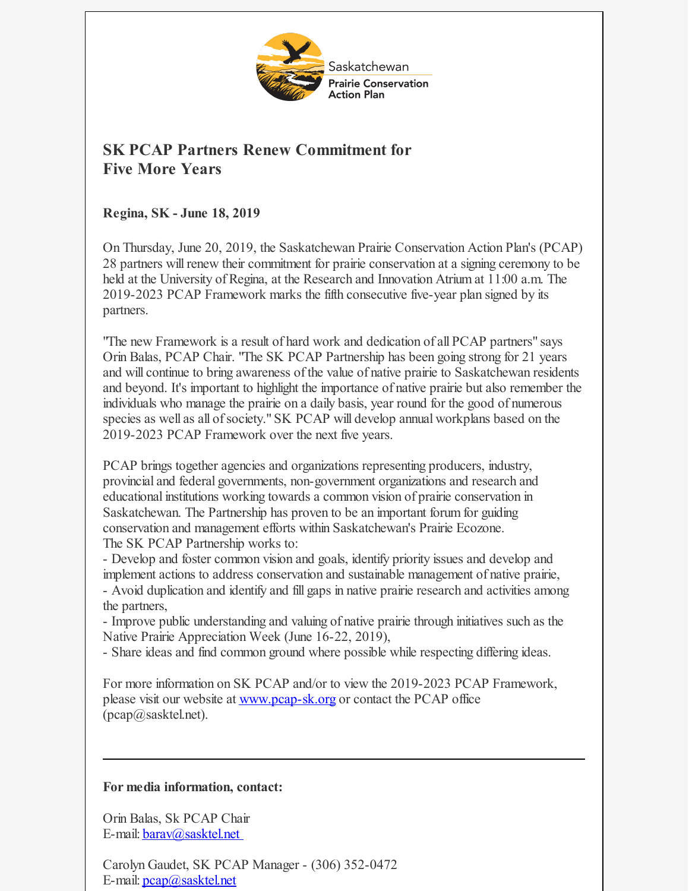Saskatchewan
Prairie Conservation Action Plan

## SK PCAP Partners Renew Commitment for Five More Years

**Regina, SK - June 18, 2019**

On Thursday, June 20, 2019, the Saskatchewan Prairie Conservation Action Plan's (PCAP) 28 partners will renew their commitment for prairie conservation at a signing ceremony to be held at the University of Regina, at the Research and Innovation Atrium at 11:00 a.m. The 2019-2023 PCAP Framework marks the fifth consecutive five-year plan signed by its partners.

"The new Framework is a result of hard work and dedication of all PCAP partners" says Orin Balas, PCAP Chair. "The SK PCAP Partnership has been going strong for 21 years and will continue to bring awareness of the value of native prairie to Saskatchewan residents and beyond. It's important to highlight the importance of native prairie but also remember the individuals who manage the prairie on a daily basis, year round for the good of numerous species as well as all of society." SK PCAP will develop annual workplans based on the 2019-2023 PCAP Framework over the next five years.

PCAP brings together agencies and organizations representing producers, industry, provincial and federal governments, non-government organizations and research and educational institutions working towards a common vision of prairie conservation in Saskatchewan. The Partnership has proven to be an important forum for guiding conservation and management efforts within Saskatchewan's Prairie Ecozone.
The SK PCAP Partnership works to:
- Develop and foster common vision and goals, identify priority issues and develop and implement actions to address conservation and sustainable management of native prairie,
- Avoid duplication and identify and fill gaps in native prairie research and activities among the partners,
- Improve public understanding and valuing of native prairie through initiatives such as the Native Prairie Appreciation Week (June 16-22, 2019),
- Share ideas and find common ground where possible while respecting differing ideas.

For more information on SK PCAP and/or to view the 2019-2023 PCAP Framework, please visit our website at [www.pcap-sk.org](www.pcap-sk.org) or contact the PCAP office (pcap@sasktel.net).

---

**For media information, contact:**

Orin Balas, Sk PCAP Chair
E-mail: barav@sasktel.net

Carolyn Gaudet, SK PCAP Manager - (306) 352-0472
E-mail: pcap@sasktel.net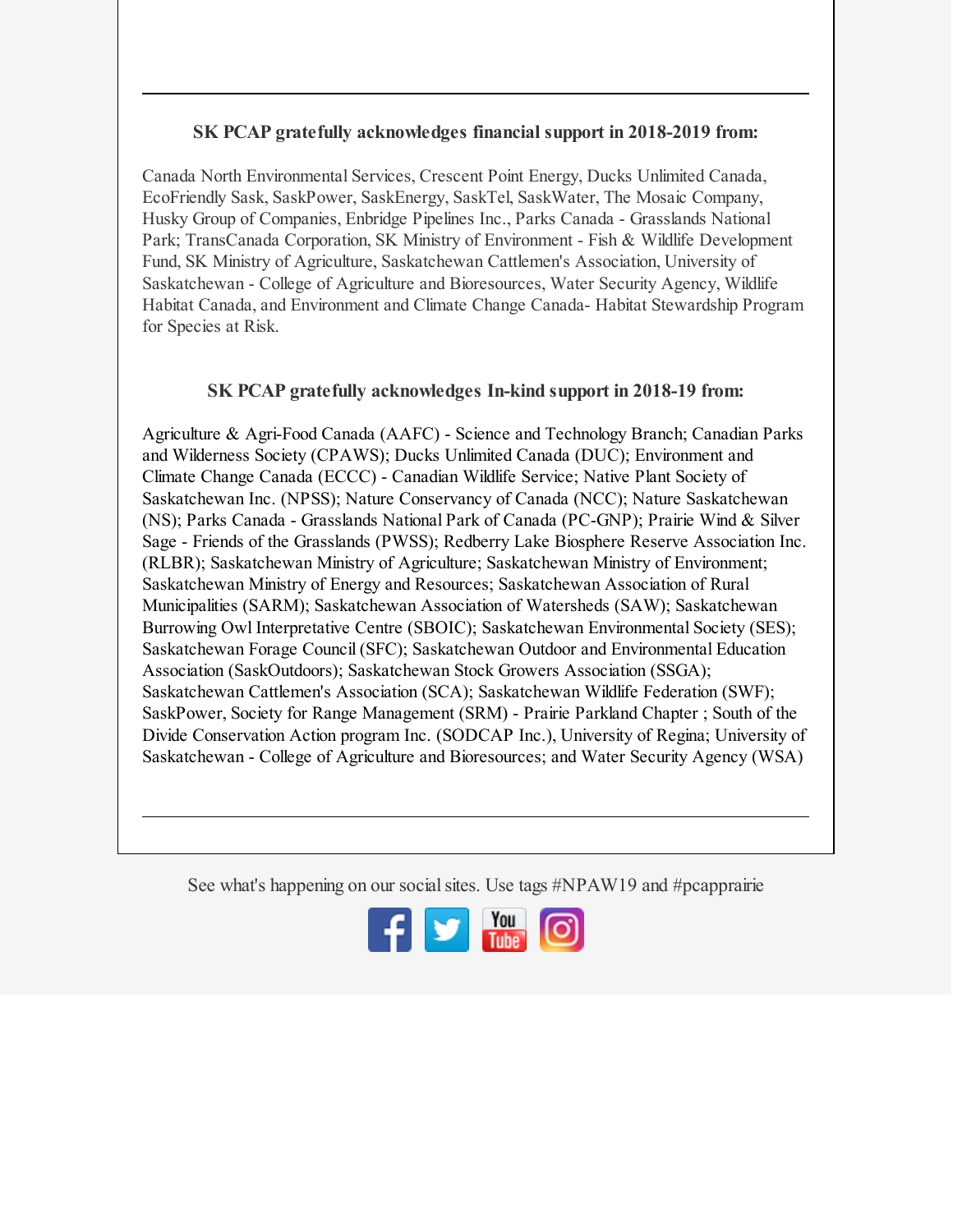**SK PCAP gratefully acknowledges financial support in 2018-2019 from:**

Canada North Environmental Services, Crescent Point Energy, Ducks Unlimited Canada, EcoFriendly Sask, SaskPower, SaskEnergy, SaskTel, SaskWater, The Mosaic Company, Husky Group of Companies, Enbridge Pipelines Inc., Parks Canada - Grasslands National Park; TransCanada Corporation, SK Ministry of Environment - Fish & Wildlife Development Fund, SK Ministry of Agriculture, Saskatchewan Cattlemen's Association, University of Saskatchewan - College of Agriculture and Bioresources, Water Security Agency, Wildlife Habitat Canada, and Environment and Climate Change Canada- Habitat Stewardship Program for Species at Risk.

**SK PCAP gratefully acknowledges In-kind support in 2018-19 from:**

Agriculture & Agri-Food Canada (AAFC) - Science and Technology Branch; Canadian Parks and Wilderness Society (CPAWS); Ducks Unlimited Canada (DUC); Environment and Climate Change Canada (ECCC) - Canadian Wildlife Service; Native Plant Society of Saskatchewan Inc. (NPSS); Nature Conservancy of Canada (NCC); Nature Saskatchewan (NS); Parks Canada - Grasslands National Park of Canada (PC-GNP); Prairie Wind & Silver Sage - Friends of the Grasslands (PWSS); Redberry Lake Biosphere Reserve Association Inc. (RLBR); Saskatchewan Ministry of Agriculture; Saskatchewan Ministry of Environment; Saskatchewan Ministry of Energy and Resources; Saskatchewan Association of Rural Municipalities (SARM); Saskatchewan Association of Watersheds (SAW); Saskatchewan Burrowing Owl Interpretative Centre (SBOIC); Saskatchewan Environmental Society (SES); Saskatchewan Forage Council (SFC); Saskatchewan Outdoor and Environmental Education Association (SaskOutdoors); Saskatchewan Stock Growers Association (SSGA); Saskatchewan Cattlemen's Association (SCA); Saskatchewan Wildlife Federation (SWF); SaskPower, Society for Range Management (SRM) - Prairie Parkland Chapter ; South of the Divide Conservation Action program Inc. (SODCAP Inc.), University of Regina; University of Saskatchewan - College of Agriculture and Bioresources; and Water Security Agency (WSA)

---

See what's happening on our social sites. Use tags #NPAW19 and #pcapprairie